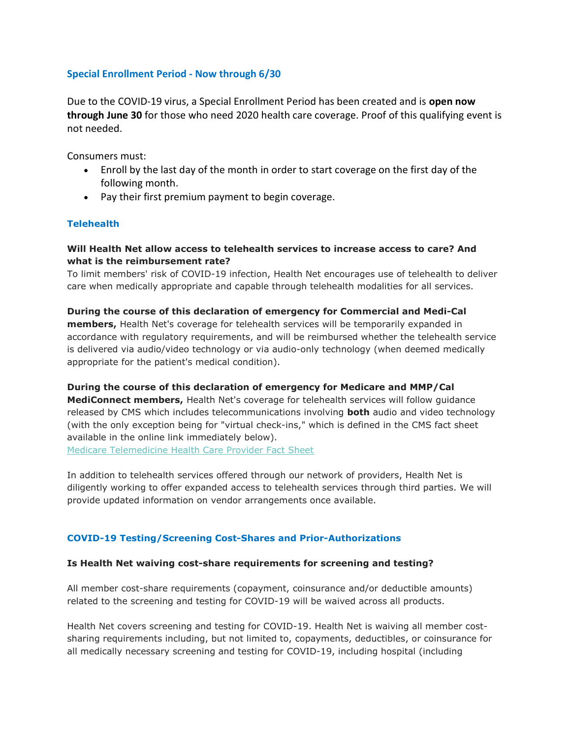## Special Enrollment Period - Now through 6/30

Due to the COVID-19 virus, a Special Enrollment Period has been created and is **open now through June 30** for those who need 2020 health care coverage. Proof of this qualifying event is not needed.

Consumers must:

- Enroll by the last day of the month in order to start coverage on the first day of the following month.
- Pay their first premium payment to begin coverage.

## Telehealth

**Will Health Net allow access to telehealth services to increase access to care? And what is the reimbursement rate?**
To limit members' risk of COVID-19 infection, Health Net encourages use of telehealth to deliver care when medically appropriate and capable through telehealth modalities for all services.

**During the course of this declaration of emergency for Commercial and Medi-Cal members,** Health Net's coverage for telehealth services will be temporarily expanded in accordance with regulatory requirements, and will be reimbursed whether the telehealth service is delivered via audio/video technology or via audio-only technology (when deemed medically appropriate for the patient's medical condition).

**During the course of this declaration of emergency for Medicare and MMP/Cal MediConnect members,** Health Net's coverage for telehealth services will follow guidance released by CMS which includes telecommunications involving **both** audio and video technology (with the only exception being for "virtual check-ins," which is defined in the CMS fact sheet available in the online link immediately below).
[Medicare Telemedicine Health Care Provider Fact Sheet]

In addition to telehealth services offered through our network of providers, Health Net is diligently working to offer expanded access to telehealth services through third parties. We will provide updated information on vendor arrangements once available.

## COVID-19 Testing/Screening Cost-Shares and Prior-Authorizations

**Is Health Net waiving cost-share requirements for screening and testing?**

All member cost-share requirements (copayment, coinsurance and/or deductible amounts) related to the screening and testing for COVID-19 will be waived across all products.

Health Net covers screening and testing for COVID-19. Health Net is waiving all member cost-sharing requirements including, but not limited to, copayments, deductibles, or coinsurance for all medically necessary screening and testing for COVID-19, including hospital (including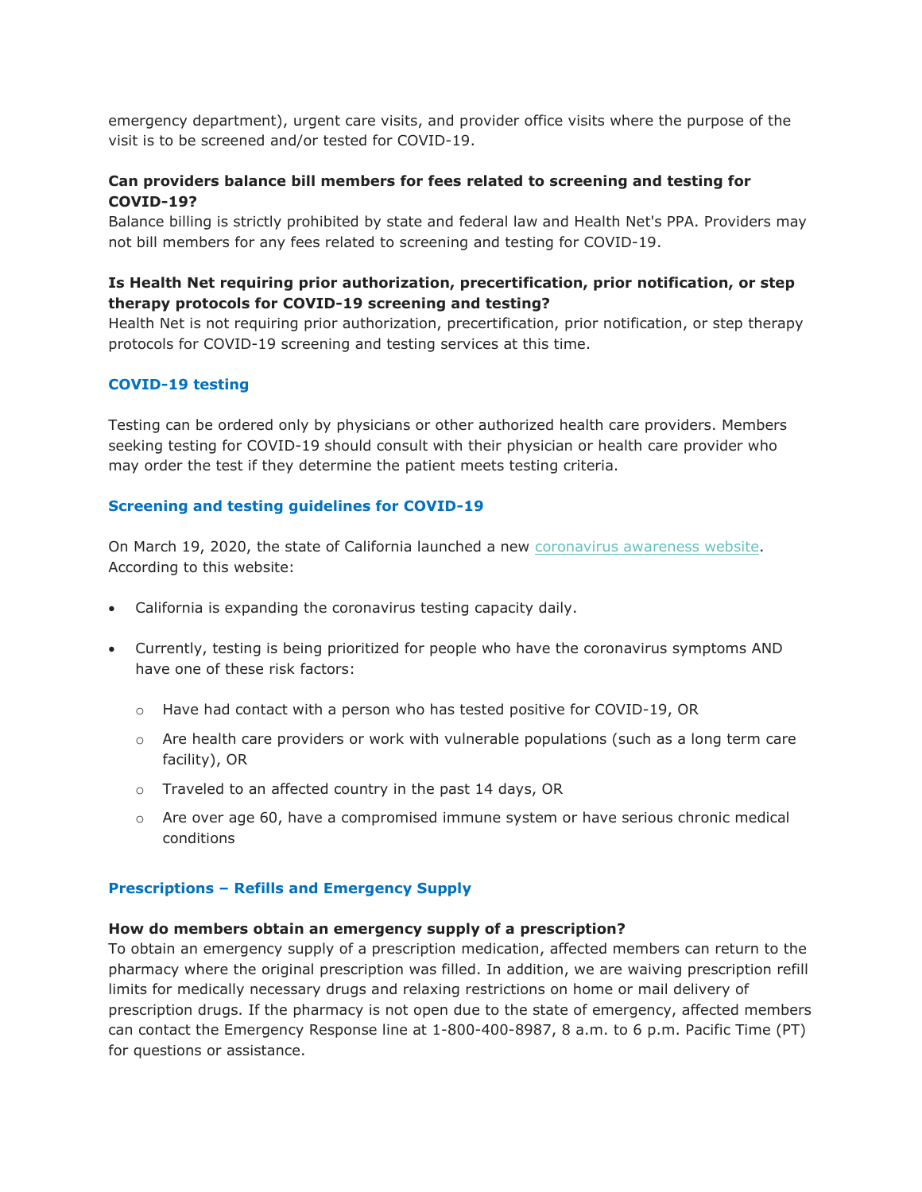emergency department), urgent care visits, and provider office visits where the purpose of the visit is to be screened and/or tested for COVID-19.

**Can providers balance bill members for fees related to screening and testing for COVID-19?**
Balance billing is strictly prohibited by state and federal law and Health Net's PPA. Providers may not bill members for any fees related to screening and testing for COVID-19.

**Is Health Net requiring prior authorization, precertification, prior notification, or step therapy protocols for COVID-19 screening and testing?**
Health Net is not requiring prior authorization, precertification, prior notification, or step therapy protocols for COVID-19 screening and testing services at this time.

### COVID-19 testing

Testing can be ordered only by physicians or other authorized health care providers. Members seeking testing for COVID-19 should consult with their physician or health care provider who may order the test if they determine the patient meets testing criteria.

### Screening and testing guidelines for COVID-19

On March 19, 2020, the state of California launched a new coronavirus awareness website. According to this website:

- California is expanding the coronavirus testing capacity daily.
- Currently, testing is being prioritized for people who have the coronavirus symptoms AND have one of these risk factors:
  - Have had contact with a person who has tested positive for COVID-19, OR
  - Are health care providers or work with vulnerable populations (such as a long term care facility), OR
  - Traveled to an affected country in the past 14 days, OR
  - Are over age 60, have a compromised immune system or have serious chronic medical conditions

### Prescriptions – Refills and Emergency Supply

**How do members obtain an emergency supply of a prescription?**
To obtain an emergency supply of a prescription medication, affected members can return to the pharmacy where the original prescription was filled. In addition, we are waiving prescription refill limits for medically necessary drugs and relaxing restrictions on home or mail delivery of prescription drugs. If the pharmacy is not open due to the state of emergency, affected members can contact the Emergency Response line at 1-800-400-8987, 8 a.m. to 6 p.m. Pacific Time (PT) for questions or assistance.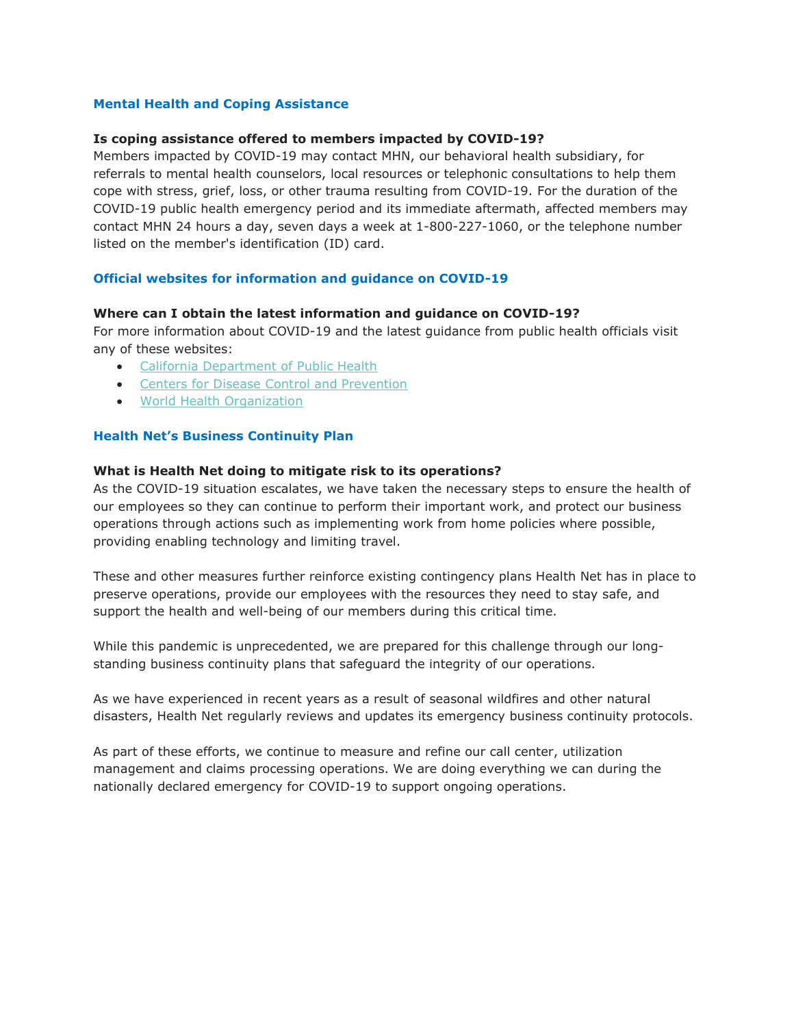## Mental Health and Coping Assistance

**Is coping assistance offered to members impacted by COVID-19?**

Members impacted by COVID-19 may contact MHN, our behavioral health subsidiary, for referrals to mental health counselors, local resources or telephonic consultations to help them cope with stress, grief, loss, or other trauma resulting from COVID-19. For the duration of the COVID-19 public health emergency period and its immediate aftermath, affected members may contact MHN 24 hours a day, seven days a week at 1-800-227-1060, or the telephone number listed on the member's identification (ID) card.

## Official websites for information and guidance on COVID-19

**Where can I obtain the latest information and guidance on COVID-19?**

For more information about COVID-19 and the latest guidance from public health officials visit any of these websites:

- California Department of Public Health
- Centers for Disease Control and Prevention
- World Health Organization

## Health Net's Business Continuity Plan

**What is Health Net doing to mitigate risk to its operations?**

As the COVID-19 situation escalates, we have taken the necessary steps to ensure the health of our employees so they can continue to perform their important work, and protect our business operations through actions such as implementing work from home policies where possible, providing enabling technology and limiting travel.

These and other measures further reinforce existing contingency plans Health Net has in place to preserve operations, provide our employees with the resources they need to stay safe, and support the health and well-being of our members during this critical time.

While this pandemic is unprecedented, we are prepared for this challenge through our long-standing business continuity plans that safeguard the integrity of our operations.

As we have experienced in recent years as a result of seasonal wildfires and other natural disasters, Health Net regularly reviews and updates its emergency business continuity protocols.

As part of these efforts, we continue to measure and refine our call center, utilization management and claims processing operations. We are doing everything we can during the nationally declared emergency for COVID-19 to support ongoing operations.